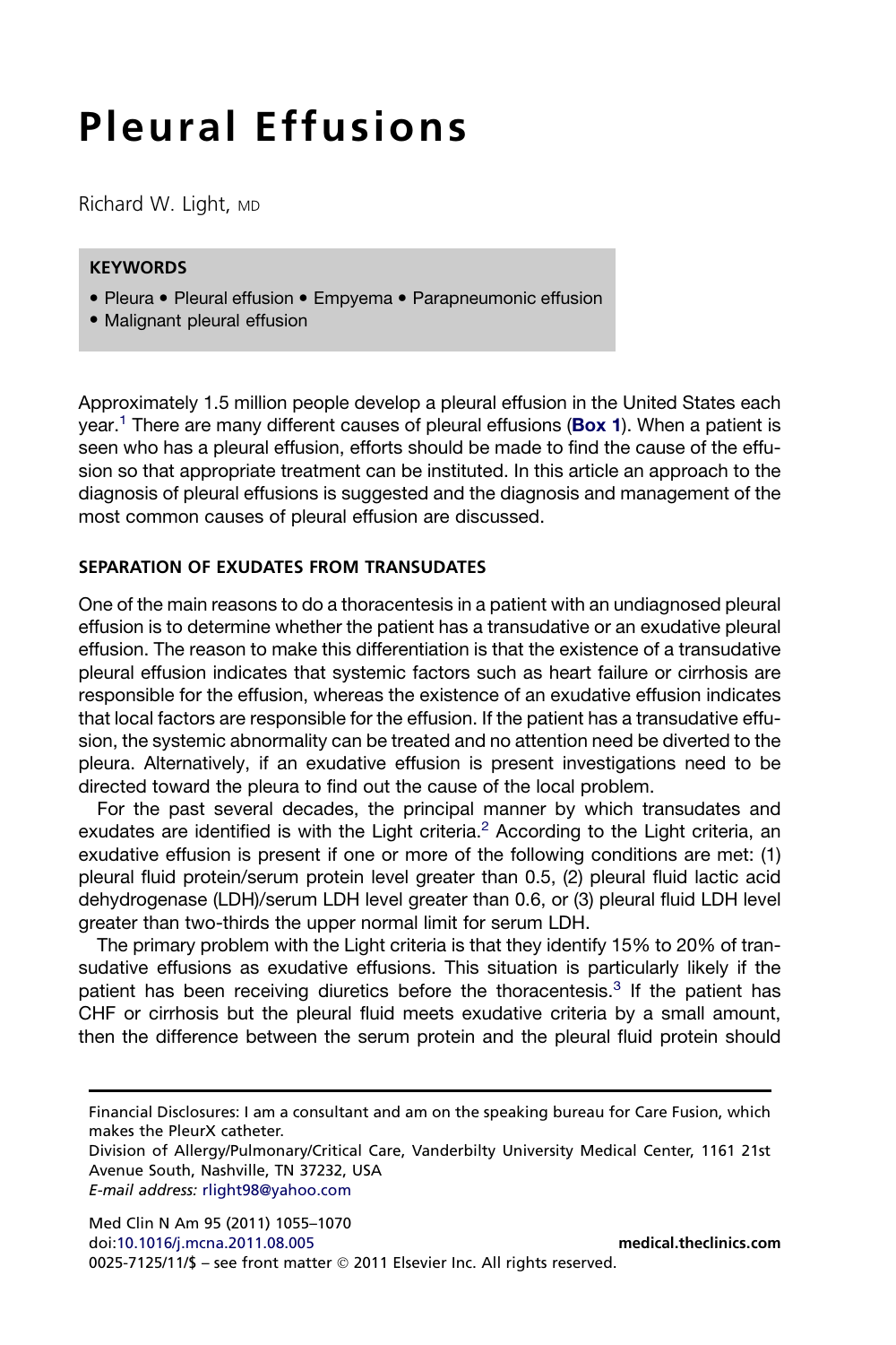# Pleural Effusions

Richard W. Light, MD

**KEYWORDS**

- Pleura • Pleural effusion • Empyema • Parapneumonic effusion
- Malignant pleural effusion

Approximately 1.5 million people develop a pleural effusion in the United States each year.[1] There are many different causes of pleural effusions (**Box 1**). When a patient is seen who has a pleural effusion, efforts should be made to find the cause of the effusion so that appropriate treatment can be instituted. In this article an approach to the diagnosis of pleural effusions is suggested and the diagnosis and management of the most common causes of pleural effusion are discussed.

## SEPARATION OF EXUDATES FROM TRANSUDATES

One of the main reasons to do a thoracentesis in a patient with an undiagnosed pleural effusion is to determine whether the patient has a transudative or an exudative pleural effusion. The reason to make this differentiation is that the existence of a transudative pleural effusion indicates that systemic factors such as heart failure or cirrhosis are responsible for the effusion, whereas the existence of an exudative effusion indicates that local factors are responsible for the effusion. If the patient has a transudative effusion, the systemic abnormality can be treated and no attention need be diverted to the pleura. Alternatively, if an exudative effusion is present investigations need to be directed toward the pleura to find out the cause of the local problem.

For the past several decades, the principal manner by which transudates and exudates are identified is with the Light criteria.[2] According to the Light criteria, an exudative effusion is present if one or more of the following conditions are met: (1) pleural fluid protein/serum protein level greater than 0.5, (2) pleural fluid lactic acid dehydrogenase (LDH)/serum LDH level greater than 0.6, or (3) pleural fluid LDH level greater than two-thirds the upper normal limit for serum LDH.

The primary problem with the Light criteria is that they identify 15% to 20% of transudative effusions as exudative effusions. This situation is particularly likely if the patient has been receiving diuretics before the thoracentesis.[3] If the patient has CHF or cirrhosis but the pleural fluid meets exudative criteria by a small amount, then the difference between the serum protein and the pleural fluid protein should

Financial Disclosures: I am a consultant and am on the speaking bureau for Care Fusion, which makes the PleurX catheter.

Division of Allergy/Pulmonary/Critical Care, Vanderbilty University Medical Center, 1161 21st Avenue South, Nashville, TN 37232, USA

*E-mail address:* rlight98@yahoo.com

doi:10.1016/j.mcna.2011.08.005

0025-7125/11/$ – see front matter © 2011 Elsevier Inc. All rights reserved.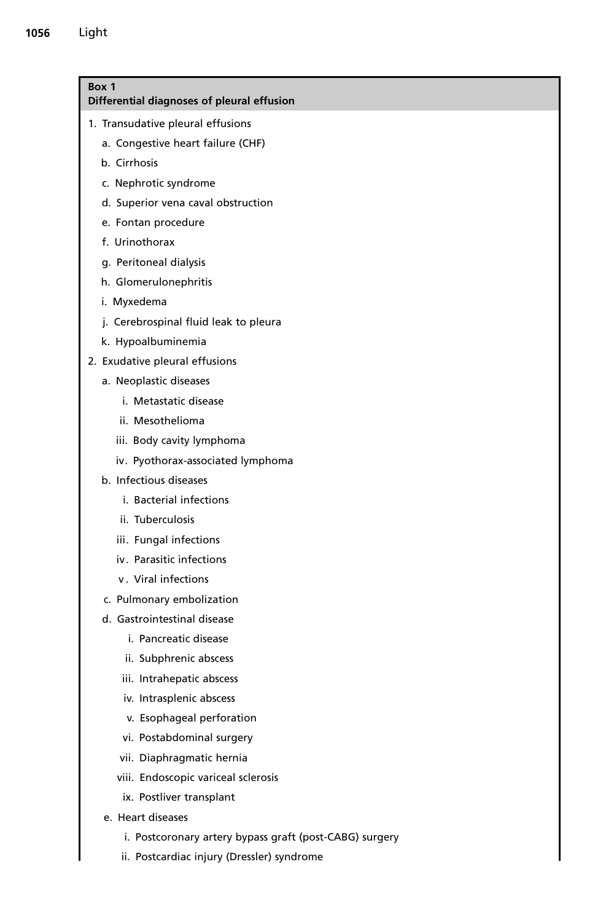**Box 1**
**Differential diagnoses of pleural effusion**

1. Transudative pleural effusions
   a. Congestive heart failure (CHF)
   b. Cirrhosis
   c. Nephrotic syndrome
   d. Superior vena caval obstruction
   e. Fontan procedure
   f. Urinothorax
   g. Peritoneal dialysis
   h. Glomerulonephritis
   i. Myxedema
   j. Cerebrospinal fluid leak to pleura
   k. Hypoalbuminemia
2. Exudative pleural effusions
   a. Neoplastic diseases
      i. Metastatic disease
      ii. Mesothelioma
      iii. Body cavity lymphoma
      iv. Pyothorax-associated lymphoma
   b. Infectious diseases
      i. Bacterial infections
      ii. Tuberculosis
      iii. Fungal infections
      iv. Parasitic infections
      v. Viral infections
   c. Pulmonary embolization
   d. Gastrointestinal disease
      i. Pancreatic disease
      ii. Subphrenic abscess
      iii. Intrahepatic abscess
      iv. Intrasplenic abscess
      v. Esophageal perforation
      vi. Postabdominal surgery
      vii. Diaphragmatic hernia
      viii. Endoscopic variceal sclerosis
      ix. Postliver transplant
   e. Heart diseases
      i. Postcoronary artery bypass graft (post-CABG) surgery
      ii. Postcardiac injury (Dressler) syndrome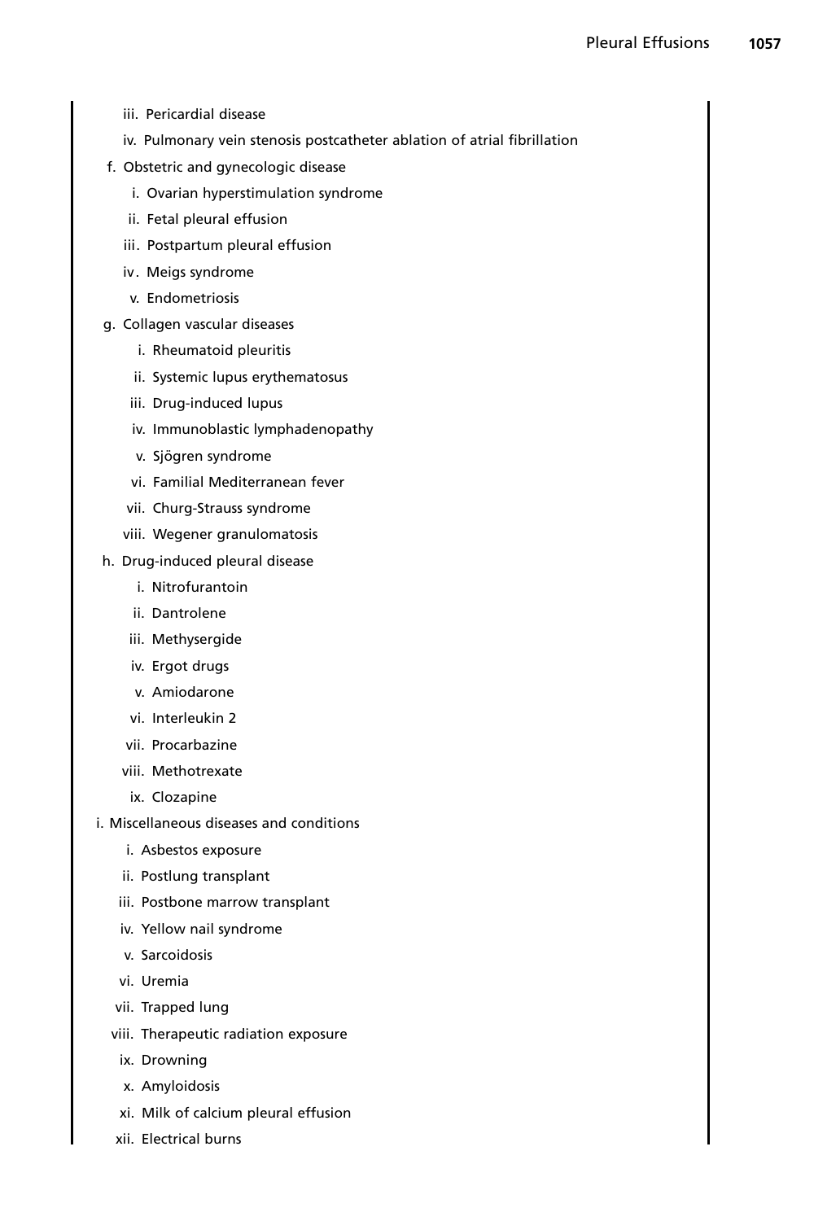iii. Pericardial disease

   iv. Pulmonary vein stenosis postcatheter ablation of atrial fibrillation

f. Obstetric and gynecologic disease

   i. Ovarian hyperstimulation syndrome

   ii. Fetal pleural effusion

   iii. Postpartum pleural effusion

   iv. Meigs syndrome

   v. Endometriosis

g. Collagen vascular diseases

   i. Rheumatoid pleuritis

   ii. Systemic lupus erythematosus

   iii. Drug-induced lupus

   iv. Immunoblastic lymphadenopathy

   v. Sjögren syndrome

   vi. Familial Mediterranean fever

   vii. Churg-Strauss syndrome

   viii. Wegener granulomatosis

h. Drug-induced pleural disease

   i. Nitrofurantoin

   ii. Dantrolene

   iii. Methysergide

   iv. Ergot drugs

   v. Amiodarone

   vi. Interleukin 2

   vii. Procarbazine

   viii. Methotrexate

   ix. Clozapine

i. Miscellaneous diseases and conditions

   i. Asbestos exposure

   ii. Postlung transplant

   iii. Postbone marrow transplant

   iv. Yellow nail syndrome

   v. Sarcoidosis

   vi. Uremia

   vii. Trapped lung

   viii. Therapeutic radiation exposure

   ix. Drowning

   x. Amyloidosis

   xi. Milk of calcium pleural effusion

   xii. Electrical burns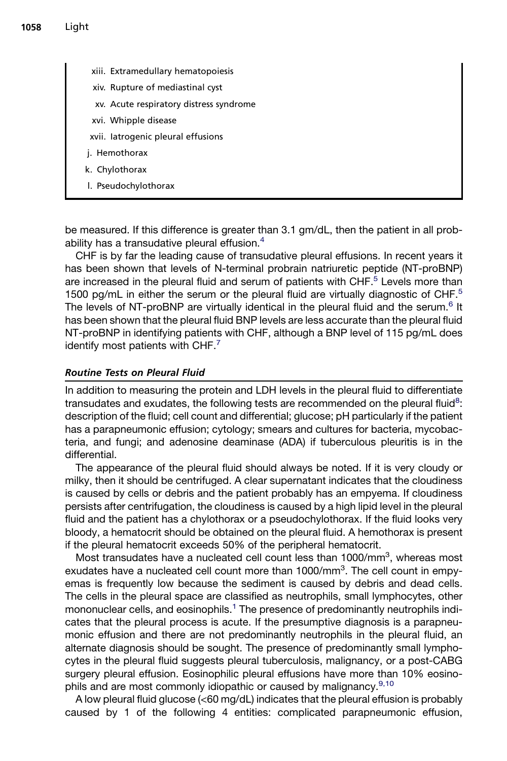xiii. Extramedullary hematopoiesis

xiv. Rupture of mediastinal cyst

xv. Acute respiratory distress syndrome

xvi. Whipple disease

xvii. Iatrogenic pleural effusions

j. Hemothorax

k. Chylothorax

l. Pseudochylothorax

be measured. If this difference is greater than 3.1 gm/dL, then the patient in all probability has a transudative pleural effusion.[4]

CHF is by far the leading cause of transudative pleural effusions. In recent years it has been shown that levels of N-terminal probrain natriuretic peptide (NT-proBNP) are increased in the pleural fluid and serum of patients with CHF.[5] Levels more than 1500 pg/mL in either the serum or the pleural fluid are virtually diagnostic of CHF.[5] The levels of NT-proBNP are virtually identical in the pleural fluid and the serum.[6] It has been shown that the pleural fluid BNP levels are less accurate than the pleural fluid NT-proBNP in identifying patients with CHF, although a BNP level of 115 pg/mL does identify most patients with CHF.[7]

### *Routine Tests on Pleural Fluid*

In addition to measuring the protein and LDH levels in the pleural fluid to differentiate transudates and exudates, the following tests are recommended on the pleural fluid[8]: description of the fluid; cell count and differential; glucose; pH particularly if the patient has a parapneumonic effusion; cytology; smears and cultures for bacteria, mycobacteria, and fungi; and adenosine deaminase (ADA) if tuberculous pleuritis is in the differential.

The appearance of the pleural fluid should always be noted. If it is very cloudy or milky, then it should be centrifuged. A clear supernatant indicates that the cloudiness is caused by cells or debris and the patient probably has an empyema. If cloudiness persists after centrifugation, the cloudiness is caused by a high lipid level in the pleural fluid and the patient has a chylothorax or a pseudochylothorax. If the fluid looks very bloody, a hematocrit should be obtained on the pleural fluid. A hemothorax is present if the pleural hematocrit exceeds 50% of the peripheral hematocrit.

Most transudates have a nucleated cell count less than 1000/mm$^3$, whereas most exudates have a nucleated cell count more than 1000/mm$^3$. The cell count in empyemas is frequently low because the sediment is caused by debris and dead cells. The cells in the pleural space are classified as neutrophils, small lymphocytes, other mononuclear cells, and eosinophils.[1] The presence of predominantly neutrophils indicates that the pleural process is acute. If the presumptive diagnosis is a parapneumonic effusion and there are not predominantly neutrophils in the pleural fluid, an alternate diagnosis should be sought. The presence of predominantly small lymphocytes in the pleural fluid suggests pleural tuberculosis, malignancy, or a post-CABG surgery pleural effusion. Eosinophilic pleural effusions have more than 10% eosinophils and are most commonly idiopathic or caused by malignancy.[9,10]

A low pleural fluid glucose (<60 mg/dL) indicates that the pleural effusion is probably caused by 1 of the following 4 entities: complicated parapneumonic effusion,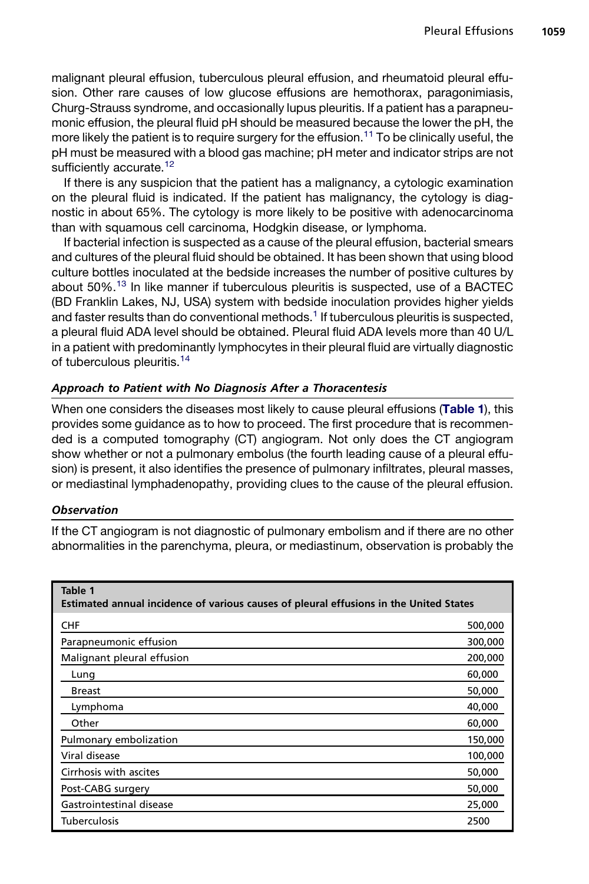malignant pleural effusion, tuberculous pleural effusion, and rheumatoid pleural effusion. Other rare causes of low glucose effusions are hemothorax, paragonimiasis, Churg-Strauss syndrome, and occasionally lupus pleuritis. If a patient has a parapneumonic effusion, the pleural fluid pH should be measured because the lower the pH, the more likely the patient is to require surgery for the effusion.[11] To be clinically useful, the pH must be measured with a blood gas machine; pH meter and indicator strips are not sufficiently accurate.[12]

If there is any suspicion that the patient has a malignancy, a cytologic examination on the pleural fluid is indicated. If the patient has malignancy, the cytology is diagnostic in about 65%. The cytology is more likely to be positive with adenocarcinoma than with squamous cell carcinoma, Hodgkin disease, or lymphoma.

If bacterial infection is suspected as a cause of the pleural effusion, bacterial smears and cultures of the pleural fluid should be obtained. It has been shown that using blood culture bottles inoculated at the bedside increases the number of positive cultures by about 50%.[13] In like manner if tuberculous pleuritis is suspected, use of a BACTEC (BD Franklin Lakes, NJ, USA) system with bedside inoculation provides higher yields and faster results than do conventional methods.[1] If tuberculous pleuritis is suspected, a pleural fluid ADA level should be obtained. Pleural fluid ADA levels more than 40 U/L in a patient with predominantly lymphocytes in their pleural fluid are virtually diagnostic of tuberculous pleuritis.[14]

### *Approach to Patient with No Diagnosis After a Thoracentesis*

When one considers the diseases most likely to cause pleural effusions (**Table 1**), this provides some guidance as to how to proceed. The first procedure that is recommended is a computed tomography (CT) angiogram. Not only does the CT angiogram show whether or not a pulmonary embolus (the fourth leading cause of a pleural effusion) is present, it also identifies the presence of pulmonary infiltrates, pleural masses, or mediastinal lymphadenopathy, providing clues to the cause of the pleural effusion.

### *Observation*

If the CT angiogram is not diagnostic of pulmonary embolism and if there are no other abnormalities in the parenchyma, pleura, or mediastinum, observation is probably the

**Table 1**
**Estimated annual incidence of various causes of pleural effusions in the United States**

| Cause | Incidence |
|---|---|
| CHF | 500,000 |
| Parapneumonic effusion | 300,000 |
| Malignant pleural effusion | 200,000 |
| Lung | 60,000 |
| Breast | 50,000 |
| Lymphoma | 40,000 |
| Other | 60,000 |
| Pulmonary embolization | 150,000 |
| Viral disease | 100,000 |
| Cirrhosis with ascites | 50,000 |
| Post-CABG surgery | 50,000 |
| Gastrointestinal disease | 25,000 |
| Tuberculosis | 2500 |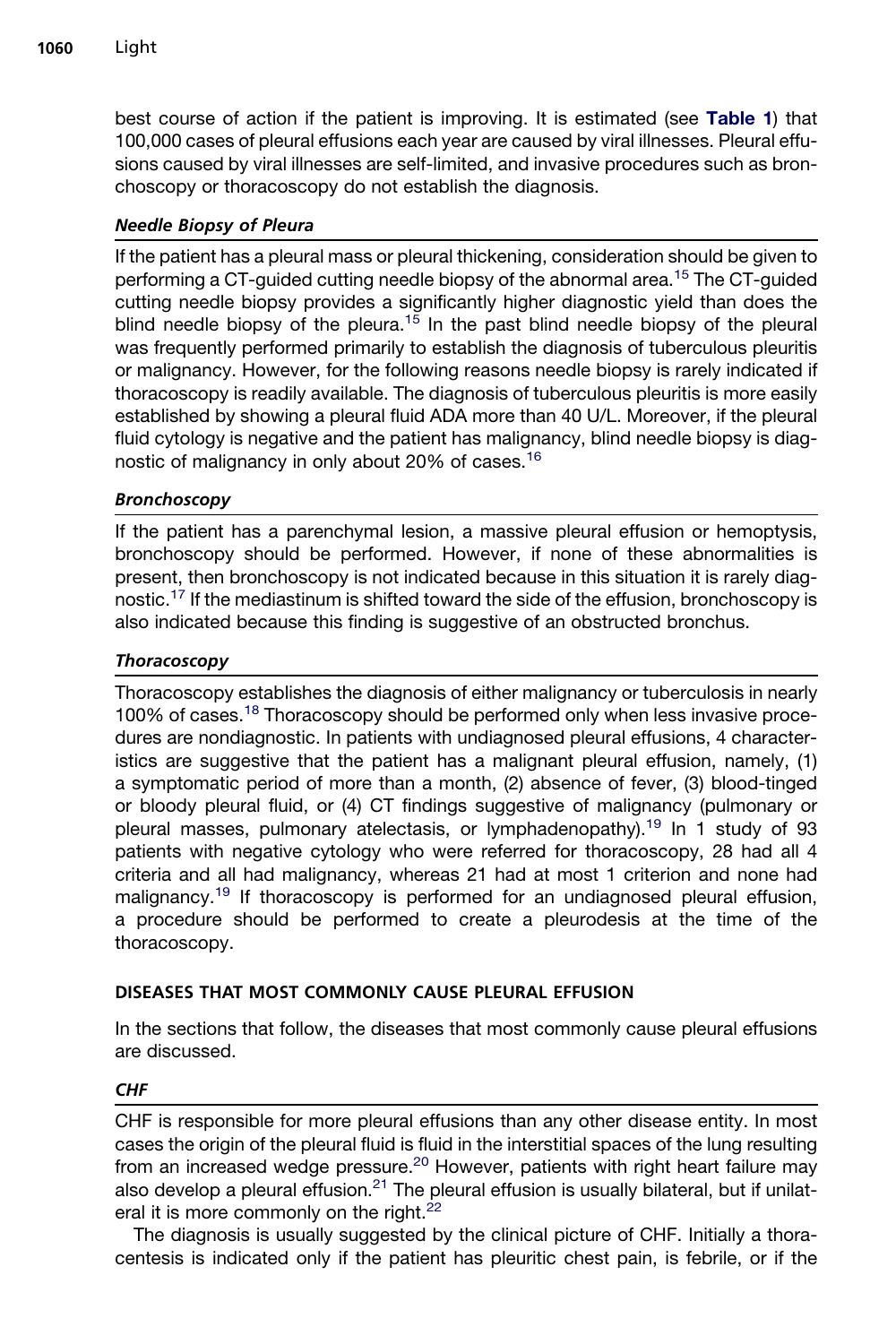best course of action if the patient is improving. It is estimated (see **Table 1**) that 100,000 cases of pleural effusions each year are caused by viral illnesses. Pleural effusions caused by viral illnesses are self-limited, and invasive procedures such as bronchoscopy or thoracoscopy do not establish the diagnosis.

### *Needle Biopsy of Pleura*

If the patient has a pleural mass or pleural thickening, consideration should be given to performing a CT-guided cutting needle biopsy of the abnormal area.[15] The CT-guided cutting needle biopsy provides a significantly higher diagnostic yield than does the blind needle biopsy of the pleura.[15] In the past blind needle biopsy of the pleural was frequently performed primarily to establish the diagnosis of tuberculous pleuritis or malignancy. However, for the following reasons needle biopsy is rarely indicated if thoracoscopy is readily available. The diagnosis of tuberculous pleuritis is more easily established by showing a pleural fluid ADA more than 40 U/L. Moreover, if the pleural fluid cytology is negative and the patient has malignancy, blind needle biopsy is diagnostic of malignancy in only about 20% of cases.[16]

### *Bronchoscopy*

If the patient has a parenchymal lesion, a massive pleural effusion or hemoptysis, bronchoscopy should be performed. However, if none of these abnormalities is present, then bronchoscopy is not indicated because in this situation it is rarely diagnostic.[17] If the mediastinum is shifted toward the side of the effusion, bronchoscopy is also indicated because this finding is suggestive of an obstructed bronchus.

### *Thoracoscopy*

Thoracoscopy establishes the diagnosis of either malignancy or tuberculosis in nearly 100% of cases.[18] Thoracoscopy should be performed only when less invasive procedures are nondiagnostic. In patients with undiagnosed pleural effusions, 4 characteristics are suggestive that the patient has a malignant pleural effusion, namely, (1) a symptomatic period of more than a month, (2) absence of fever, (3) blood-tinged or bloody pleural fluid, or (4) CT findings suggestive of malignancy (pulmonary or pleural masses, pulmonary atelectasis, or lymphadenopathy).[19] In 1 study of 93 patients with negative cytology who were referred for thoracoscopy, 28 had all 4 criteria and all had malignancy, whereas 21 had at most 1 criterion and none had malignancy.[19] If thoracoscopy is performed for an undiagnosed pleural effusion, a procedure should be performed to create a pleurodesis at the time of the thoracoscopy.

## DISEASES THAT MOST COMMONLY CAUSE PLEURAL EFFUSION

In the sections that follow, the diseases that most commonly cause pleural effusions are discussed.

### *CHF*

CHF is responsible for more pleural effusions than any other disease entity. In most cases the origin of the pleural fluid is fluid in the interstitial spaces of the lung resulting from an increased wedge pressure.[20] However, patients with right heart failure may also develop a pleural effusion.[21] The pleural effusion is usually bilateral, but if unilateral it is more commonly on the right.[22]

The diagnosis is usually suggested by the clinical picture of CHF. Initially a thoracentesis is indicated only if the patient has pleuritic chest pain, is febrile, or if the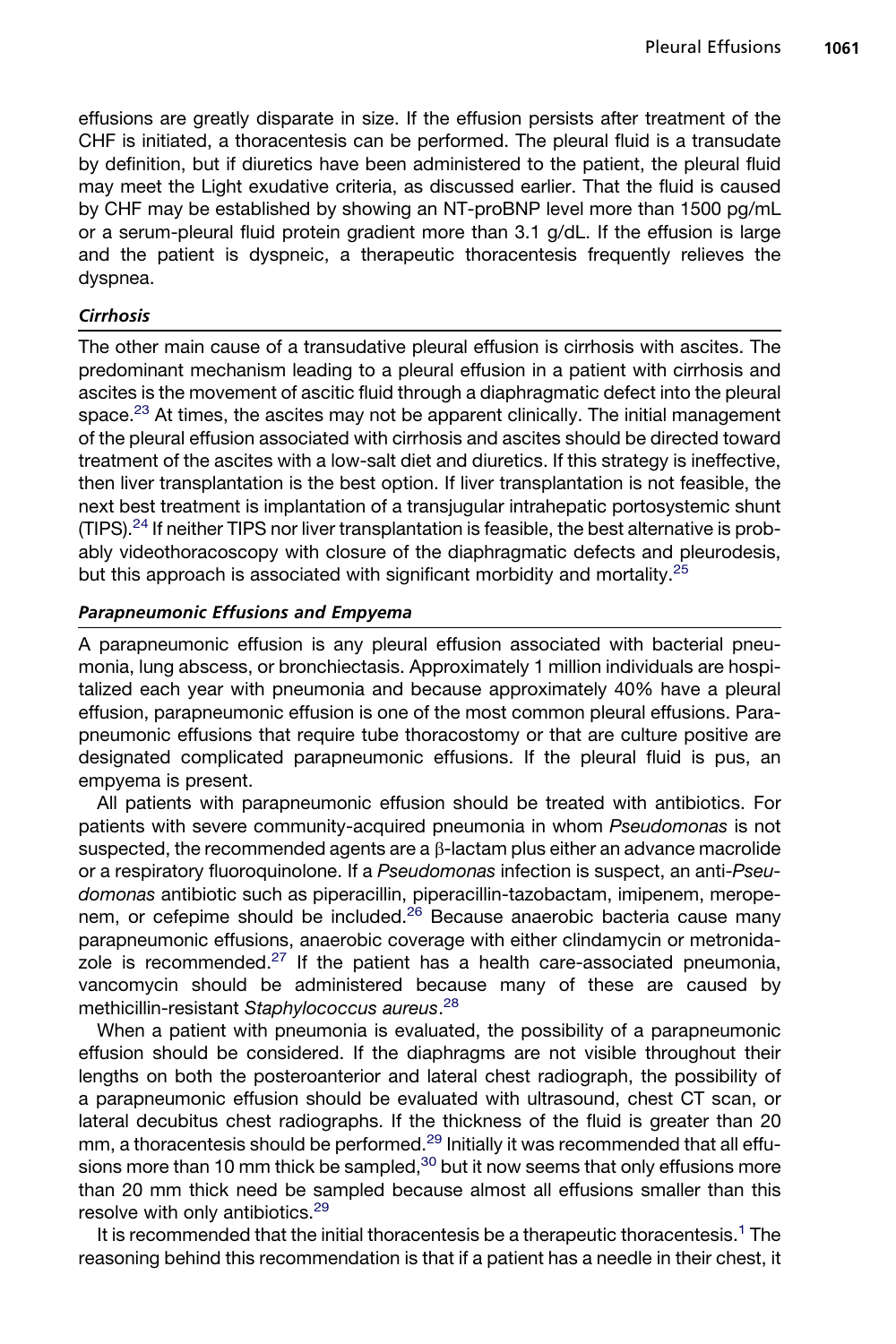effusions are greatly disparate in size. If the effusion persists after treatment of the CHF is initiated, a thoracentesis can be performed. The pleural fluid is a transudate by definition, but if diuretics have been administered to the patient, the pleural fluid may meet the Light exudative criteria, as discussed earlier. That the fluid is caused by CHF may be established by showing an NT-proBNP level more than 1500 pg/mL or a serum-pleural fluid protein gradient more than 3.1 g/dL. If the effusion is large and the patient is dyspneic, a therapeutic thoracentesis frequently relieves the dyspnea.

### *Cirrhosis*

The other main cause of a transudative pleural effusion is cirrhosis with ascites. The predominant mechanism leading to a pleural effusion in a patient with cirrhosis and ascites is the movement of ascitic fluid through a diaphragmatic defect into the pleural space.[23] At times, the ascites may not be apparent clinically. The initial management of the pleural effusion associated with cirrhosis and ascites should be directed toward treatment of the ascites with a low-salt diet and diuretics. If this strategy is ineffective, then liver transplantation is the best option. If liver transplantation is not feasible, the next best treatment is implantation of a transjugular intrahepatic portosystemic shunt (TIPS).[24] If neither TIPS nor liver transplantation is feasible, the best alternative is probably videothoracoscopy with closure of the diaphragmatic defects and pleurodesis, but this approach is associated with significant morbidity and mortality.[25]

### *Parapneumonic Effusions and Empyema*

A parapneumonic effusion is any pleural effusion associated with bacterial pneumonia, lung abscess, or bronchiectasis. Approximately 1 million individuals are hospitalized each year with pneumonia and because approximately 40% have a pleural effusion, parapneumonic effusion is one of the most common pleural effusions. Parapneumonic effusions that require tube thoracostomy or that are culture positive are designated complicated parapneumonic effusions. If the pleural fluid is pus, an empyema is present.

All patients with parapneumonic effusion should be treated with antibiotics. For patients with severe community-acquired pneumonia in whom *Pseudomonas* is not suspected, the recommended agents are a β-lactam plus either an advance macrolide or a respiratory fluoroquinolone. If a *Pseudomonas* infection is suspect, an anti-*Pseudomonas* antibiotic such as piperacillin, piperacillin-tazobactam, imipenem, meropenem, or cefepime should be included.[26] Because anaerobic bacteria cause many parapneumonic effusions, anaerobic coverage with either clindamycin or metronidazole is recommended.[27] If the patient has a health care-associated pneumonia, vancomycin should be administered because many of these are caused by methicillin-resistant *Staphylococcus aureus*.[28]

When a patient with pneumonia is evaluated, the possibility of a parapneumonic effusion should be considered. If the diaphragms are not visible throughout their lengths on both the posteroanterior and lateral chest radiograph, the possibility of a parapneumonic effusion should be evaluated with ultrasound, chest CT scan, or lateral decubitus chest radiographs. If the thickness of the fluid is greater than 20 mm, a thoracentesis should be performed.[29] Initially it was recommended that all effusions more than 10 mm thick be sampled,[30] but it now seems that only effusions more than 20 mm thick need be sampled because almost all effusions smaller than this resolve with only antibiotics.[29]

It is recommended that the initial thoracentesis be a therapeutic thoracentesis.[1] The reasoning behind this recommendation is that if a patient has a needle in their chest, it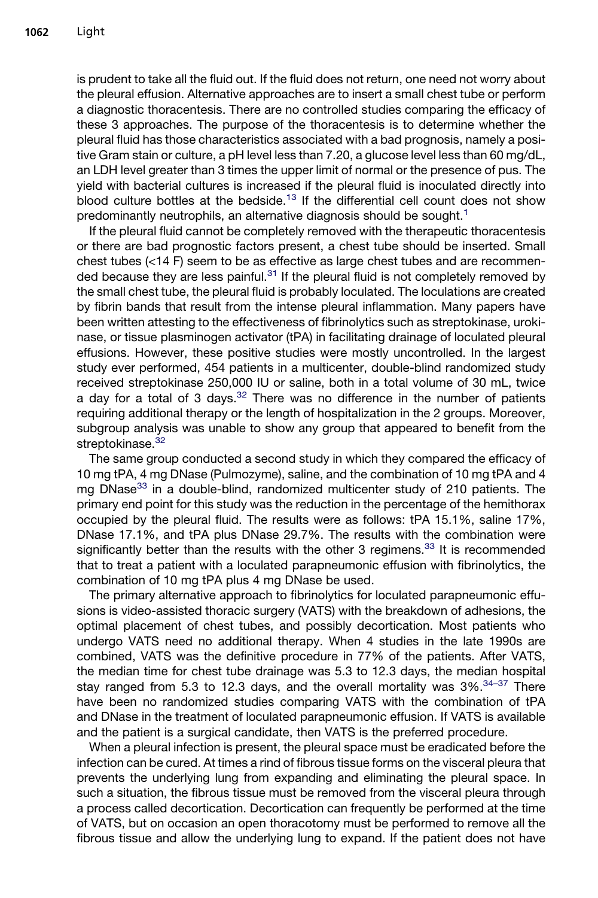is prudent to take all the fluid out. If the fluid does not return, one need not worry about the pleural effusion. Alternative approaches are to insert a small chest tube or perform a diagnostic thoracentesis. There are no controlled studies comparing the efficacy of these 3 approaches. The purpose of the thoracentesis is to determine whether the pleural fluid has those characteristics associated with a bad prognosis, namely a positive Gram stain or culture, a pH level less than 7.20, a glucose level less than 60 mg/dL, an LDH level greater than 3 times the upper limit of normal or the presence of pus. The yield with bacterial cultures is increased if the pleural fluid is inoculated directly into blood culture bottles at the bedside.[13] If the differential cell count does not show predominantly neutrophils, an alternative diagnosis should be sought.[1]

If the pleural fluid cannot be completely removed with the therapeutic thoracentesis or there are bad prognostic factors present, a chest tube should be inserted. Small chest tubes (<14 F) seem to be as effective as large chest tubes and are recommended because they are less painful.[31] If the pleural fluid is not completely removed by the small chest tube, the pleural fluid is probably loculated. The loculations are created by fibrin bands that result from the intense pleural inflammation. Many papers have been written attesting to the effectiveness of fibrinolytics such as streptokinase, urokinase, or tissue plasminogen activator (tPA) in facilitating drainage of loculated pleural effusions. However, these positive studies were mostly uncontrolled. In the largest study ever performed, 454 patients in a multicenter, double-blind randomized study received streptokinase 250,000 IU or saline, both in a total volume of 30 mL, twice a day for a total of 3 days.[32] There was no difference in the number of patients requiring additional therapy or the length of hospitalization in the 2 groups. Moreover, subgroup analysis was unable to show any group that appeared to benefit from the streptokinase.[32]

The same group conducted a second study in which they compared the efficacy of 10 mg tPA, 4 mg DNase (Pulmozyme), saline, and the combination of 10 mg tPA and 4 mg DNase[33] in a double-blind, randomized multicenter study of 210 patients. The primary end point for this study was the reduction in the percentage of the hemithorax occupied by the pleural fluid. The results were as follows: tPA 15.1%, saline 17%, DNase 17.1%, and tPA plus DNase 29.7%. The results with the combination were significantly better than the results with the other 3 regimens.[33] It is recommended that to treat a patient with a loculated parapneumonic effusion with fibrinolytics, the combination of 10 mg tPA plus 4 mg DNase be used.

The primary alternative approach to fibrinolytics for loculated parapneumonic effusions is video-assisted thoracic surgery (VATS) with the breakdown of adhesions, the optimal placement of chest tubes, and possibly decortication. Most patients who undergo VATS need no additional therapy. When 4 studies in the late 1990s are combined, VATS was the definitive procedure in 77% of the patients. After VATS, the median time for chest tube drainage was 5.3 to 12.3 days, the median hospital stay ranged from 5.3 to 12.3 days, and the overall mortality was 3%.[34–37] There have been no randomized studies comparing VATS with the combination of tPA and DNase in the treatment of loculated parapneumonic effusion. If VATS is available and the patient is a surgical candidate, then VATS is the preferred procedure.

When a pleural infection is present, the pleural space must be eradicated before the infection can be cured. At times a rind of fibrous tissue forms on the visceral pleura that prevents the underlying lung from expanding and eliminating the pleural space. In such a situation, the fibrous tissue must be removed from the visceral pleura through a process called decortication. Decortication can frequently be performed at the time of VATS, but on occasion an open thoracotomy must be performed to remove all the fibrous tissue and allow the underlying lung to expand. If the patient does not have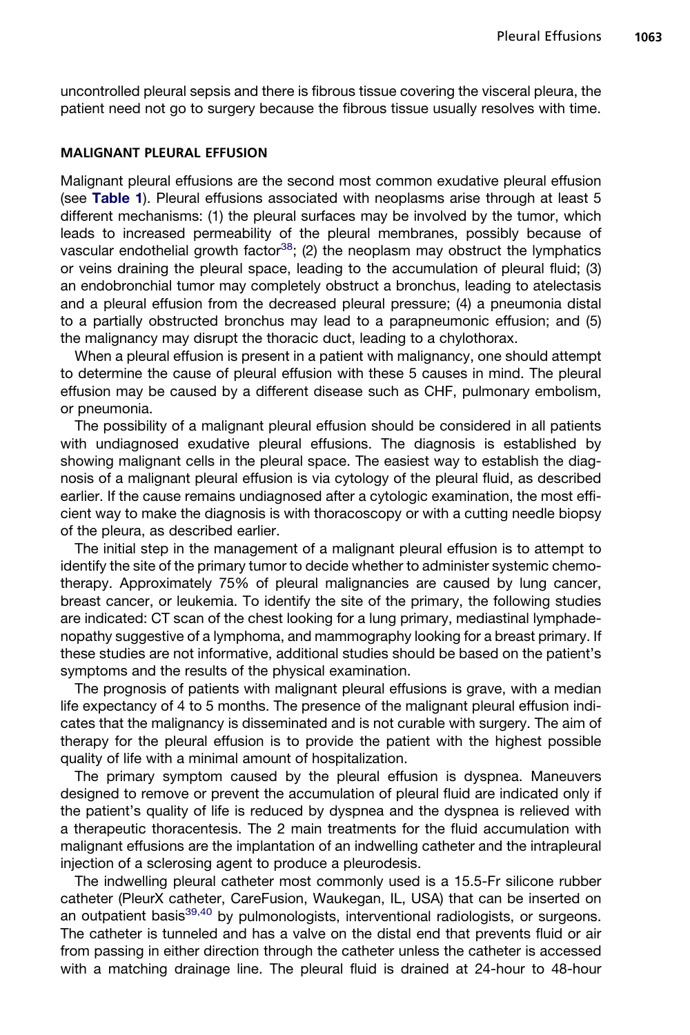uncontrolled pleural sepsis and there is fibrous tissue covering the visceral pleura, the patient need not go to surgery because the fibrous tissue usually resolves with time.

## MALIGNANT PLEURAL EFFUSION

Malignant pleural effusions are the second most common exudative pleural effusion (see **Table 1**). Pleural effusions associated with neoplasms arise through at least 5 different mechanisms: (1) the pleural surfaces may be involved by the tumor, which leads to increased permeability of the pleural membranes, possibly because of vascular endothelial growth factor[38]; (2) the neoplasm may obstruct the lymphatics or veins draining the pleural space, leading to the accumulation of pleural fluid; (3) an endobronchial tumor may completely obstruct a bronchus, leading to atelectasis and a pleural effusion from the decreased pleural pressure; (4) a pneumonia distal to a partially obstructed bronchus may lead to a parapneumonic effusion; and (5) the malignancy may disrupt the thoracic duct, leading to a chylothorax.

When a pleural effusion is present in a patient with malignancy, one should attempt to determine the cause of pleural effusion with these 5 causes in mind. The pleural effusion may be caused by a different disease such as CHF, pulmonary embolism, or pneumonia.

The possibility of a malignant pleural effusion should be considered in all patients with undiagnosed exudative pleural effusions. The diagnosis is established by showing malignant cells in the pleural space. The easiest way to establish the diagnosis of a malignant pleural effusion is via cytology of the pleural fluid, as described earlier. If the cause remains undiagnosed after a cytologic examination, the most efficient way to make the diagnosis is with thoracoscopy or with a cutting needle biopsy of the pleura, as described earlier.

The initial step in the management of a malignant pleural effusion is to attempt to identify the site of the primary tumor to decide whether to administer systemic chemotherapy. Approximately 75% of pleural malignancies are caused by lung cancer, breast cancer, or leukemia. To identify the site of the primary, the following studies are indicated: CT scan of the chest looking for a lung primary, mediastinal lymphadenopathy suggestive of a lymphoma, and mammography looking for a breast primary. If these studies are not informative, additional studies should be based on the patient's symptoms and the results of the physical examination.

The prognosis of patients with malignant pleural effusions is grave, with a median life expectancy of 4 to 5 months. The presence of the malignant pleural effusion indicates that the malignancy is disseminated and is not curable with surgery. The aim of therapy for the pleural effusion is to provide the patient with the highest possible quality of life with a minimal amount of hospitalization.

The primary symptom caused by the pleural effusion is dyspnea. Maneuvers designed to remove or prevent the accumulation of pleural fluid are indicated only if the patient's quality of life is reduced by dyspnea and the dyspnea is relieved with a therapeutic thoracentesis. The 2 main treatments for the fluid accumulation with malignant effusions are the implantation of an indwelling catheter and the intrapleural injection of a sclerosing agent to produce a pleurodesis.

The indwelling pleural catheter most commonly used is a 15.5-Fr silicone rubber catheter (PleurX catheter, CareFusion, Waukegan, IL, USA) that can be inserted on an outpatient basis[39,40] by pulmonologists, interventional radiologists, or surgeons. The catheter is tunneled and has a valve on the distal end that prevents fluid or air from passing in either direction through the catheter unless the catheter is accessed with a matching drainage line. The pleural fluid is drained at 24-hour to 48-hour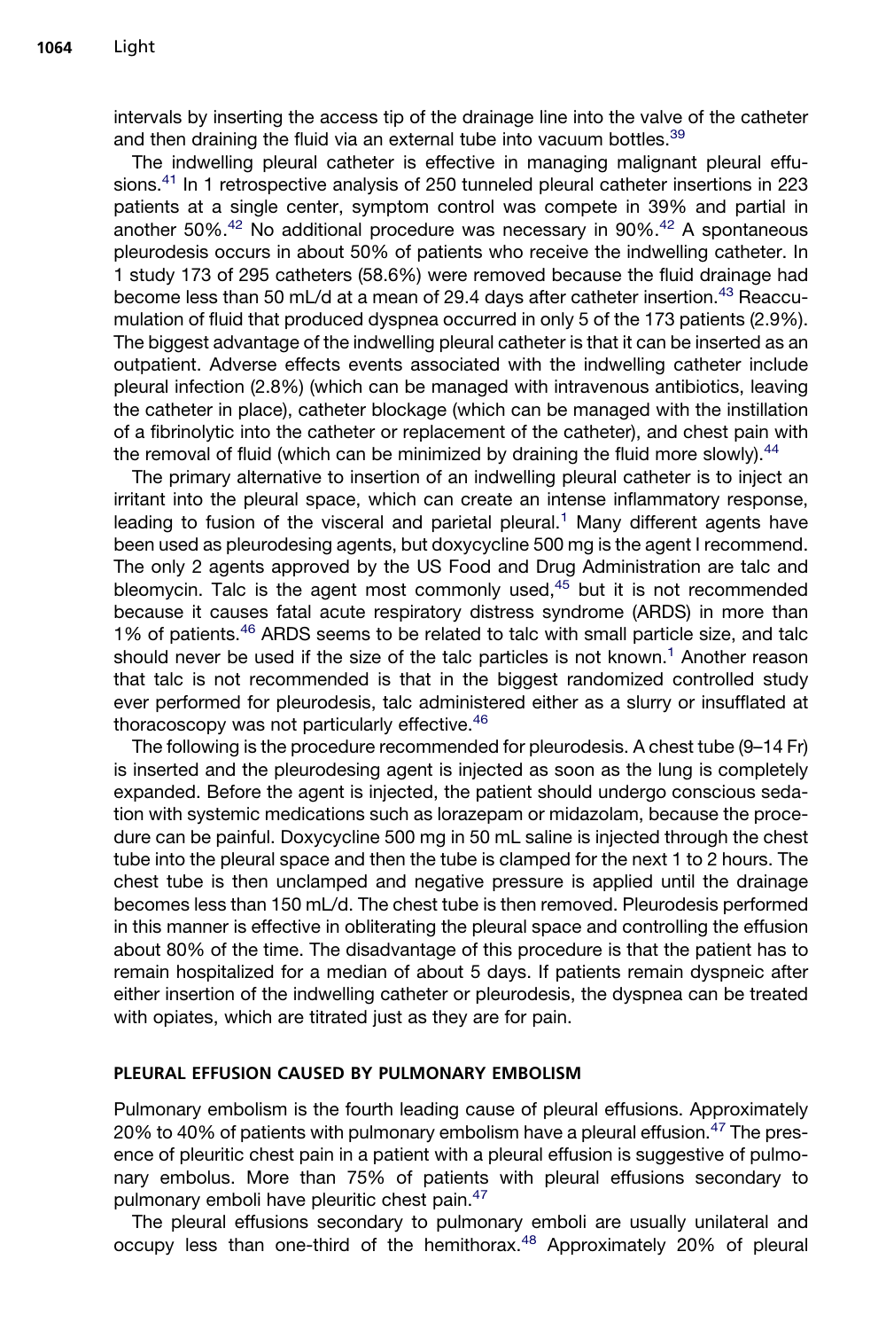intervals by inserting the access tip of the drainage line into the valve of the catheter and then draining the fluid via an external tube into vacuum bottles.[39]

The indwelling pleural catheter is effective in managing malignant pleural effusions.[41] In 1 retrospective analysis of 250 tunneled pleural catheter insertions in 223 patients at a single center, symptom control was compete in 39% and partial in another 50%.[42] No additional procedure was necessary in 90%.[42] A spontaneous pleurodesis occurs in about 50% of patients who receive the indwelling catheter. In 1 study 173 of 295 catheters (58.6%) were removed because the fluid drainage had become less than 50 mL/d at a mean of 29.4 days after catheter insertion.[43] Reaccumulation of fluid that produced dyspnea occurred in only 5 of the 173 patients (2.9%). The biggest advantage of the indwelling pleural catheter is that it can be inserted as an outpatient. Adverse effects events associated with the indwelling catheter include pleural infection (2.8%) (which can be managed with intravenous antibiotics, leaving the catheter in place), catheter blockage (which can be managed with the instillation of a fibrinolytic into the catheter or replacement of the catheter), and chest pain with the removal of fluid (which can be minimized by draining the fluid more slowly).[44]

The primary alternative to insertion of an indwelling pleural catheter is to inject an irritant into the pleural space, which can create an intense inflammatory response, leading to fusion of the visceral and parietal pleural.[1] Many different agents have been used as pleurodesing agents, but doxycycline 500 mg is the agent I recommend. The only 2 agents approved by the US Food and Drug Administration are talc and bleomycin. Talc is the agent most commonly used,[45] but it is not recommended because it causes fatal acute respiratory distress syndrome (ARDS) in more than 1% of patients.[46] ARDS seems to be related to talc with small particle size, and talc should never be used if the size of the talc particles is not known.[1] Another reason that talc is not recommended is that in the biggest randomized controlled study ever performed for pleurodesis, talc administered either as a slurry or insufflated at thoracoscopy was not particularly effective.[46]

The following is the procedure recommended for pleurodesis. A chest tube (9–14 Fr) is inserted and the pleurodesing agent is injected as soon as the lung is completely expanded. Before the agent is injected, the patient should undergo conscious sedation with systemic medications such as lorazepam or midazolam, because the procedure can be painful. Doxycycline 500 mg in 50 mL saline is injected through the chest tube into the pleural space and then the tube is clamped for the next 1 to 2 hours. The chest tube is then unclamped and negative pressure is applied until the drainage becomes less than 150 mL/d. The chest tube is then removed. Pleurodesis performed in this manner is effective in obliterating the pleural space and controlling the effusion about 80% of the time. The disadvantage of this procedure is that the patient has to remain hospitalized for a median of about 5 days. If patients remain dyspneic after either insertion of the indwelling catheter or pleurodesis, the dyspnea can be treated with opiates, which are titrated just as they are for pain.

## PLEURAL EFFUSION CAUSED BY PULMONARY EMBOLISM

Pulmonary embolism is the fourth leading cause of pleural effusions. Approximately 20% to 40% of patients with pulmonary embolism have a pleural effusion.[47] The presence of pleuritic chest pain in a patient with a pleural effusion is suggestive of pulmonary embolus. More than 75% of patients with pleural effusions secondary to pulmonary emboli have pleuritic chest pain.[47]

The pleural effusions secondary to pulmonary emboli are usually unilateral and occupy less than one-third of the hemithorax.[48] Approximately 20% of pleural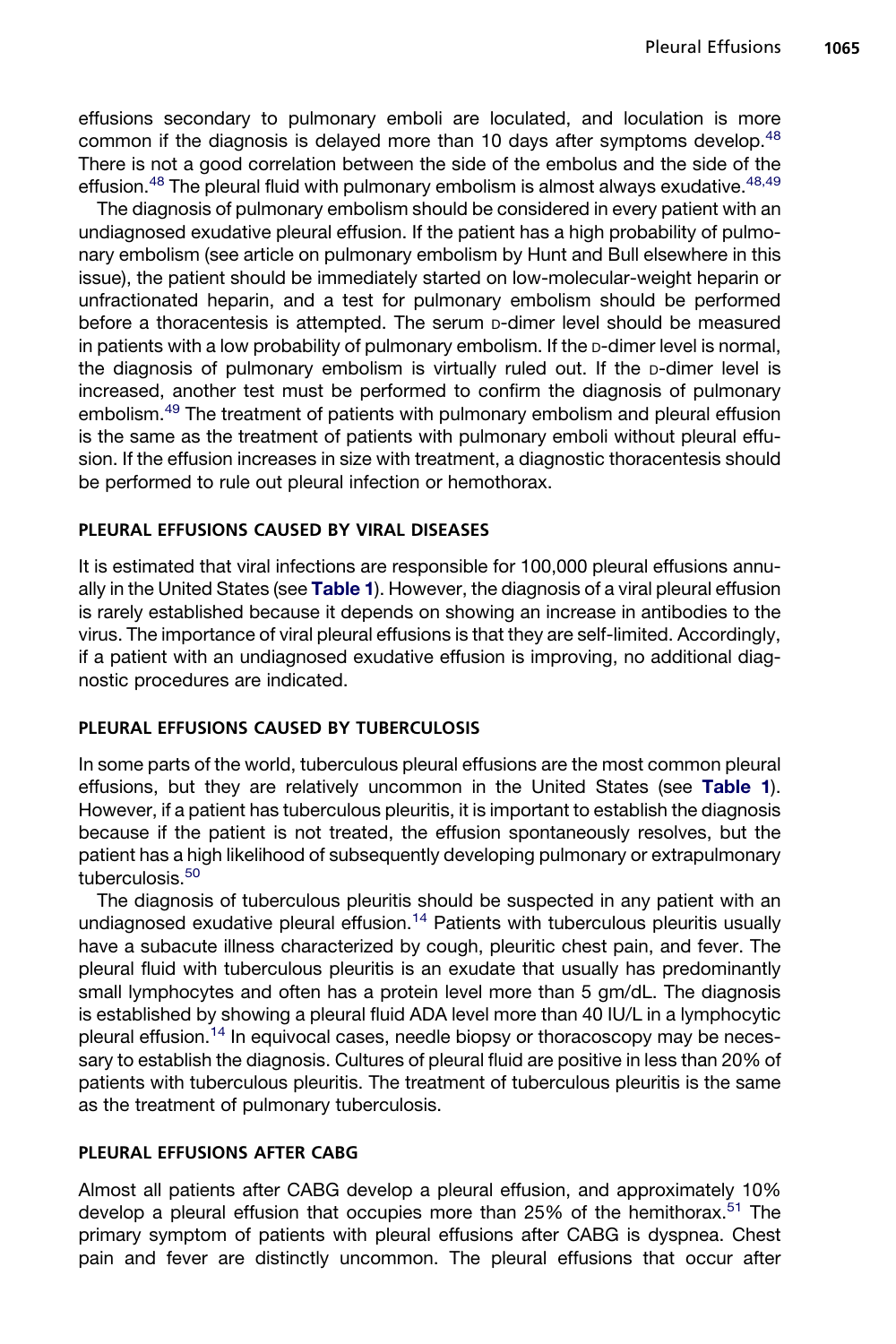effusions secondary to pulmonary emboli are loculated, and loculation is more common if the diagnosis is delayed more than 10 days after symptoms develop.[48] There is not a good correlation between the side of the embolus and the side of the effusion.[48] The pleural fluid with pulmonary embolism is almost always exudative.[48,49]

The diagnosis of pulmonary embolism should be considered in every patient with an undiagnosed exudative pleural effusion. If the patient has a high probability of pulmonary embolism (see article on pulmonary embolism by Hunt and Bull elsewhere in this issue), the patient should be immediately started on low-molecular-weight heparin or unfractionated heparin, and a test for pulmonary embolism should be performed before a thoracentesis is attempted. The serum D-dimer level should be measured in patients with a low probability of pulmonary embolism. If the D-dimer level is normal, the diagnosis of pulmonary embolism is virtually ruled out. If the D-dimer level is increased, another test must be performed to confirm the diagnosis of pulmonary embolism.[49] The treatment of patients with pulmonary embolism and pleural effusion is the same as the treatment of patients with pulmonary emboli without pleural effusion. If the effusion increases in size with treatment, a diagnostic thoracentesis should be performed to rule out pleural infection or hemothorax.

## PLEURAL EFFUSIONS CAUSED BY VIRAL DISEASES

It is estimated that viral infections are responsible for 100,000 pleural effusions annually in the United States (see **Table 1**). However, the diagnosis of a viral pleural effusion is rarely established because it depends on showing an increase in antibodies to the virus. The importance of viral pleural effusions is that they are self-limited. Accordingly, if a patient with an undiagnosed exudative effusion is improving, no additional diagnostic procedures are indicated.

## PLEURAL EFFUSIONS CAUSED BY TUBERCULOSIS

In some parts of the world, tuberculous pleural effusions are the most common pleural effusions, but they are relatively uncommon in the United States (see **Table 1**). However, if a patient has tuberculous pleuritis, it is important to establish the diagnosis because if the patient is not treated, the effusion spontaneously resolves, but the patient has a high likelihood of subsequently developing pulmonary or extrapulmonary tuberculosis.[50]

The diagnosis of tuberculous pleuritis should be suspected in any patient with an undiagnosed exudative pleural effusion.[14] Patients with tuberculous pleuritis usually have a subacute illness characterized by cough, pleuritic chest pain, and fever. The pleural fluid with tuberculous pleuritis is an exudate that usually has predominantly small lymphocytes and often has a protein level more than 5 gm/dL. The diagnosis is established by showing a pleural fluid ADA level more than 40 IU/L in a lymphocytic pleural effusion.[14] In equivocal cases, needle biopsy or thoracoscopy may be necessary to establish the diagnosis. Cultures of pleural fluid are positive in less than 20% of patients with tuberculous pleuritis. The treatment of tuberculous pleuritis is the same as the treatment of pulmonary tuberculosis.

## PLEURAL EFFUSIONS AFTER CABG

Almost all patients after CABG develop a pleural effusion, and approximately 10% develop a pleural effusion that occupies more than 25% of the hemithorax.[51] The primary symptom of patients with pleural effusions after CABG is dyspnea. Chest pain and fever are distinctly uncommon. The pleural effusions that occur after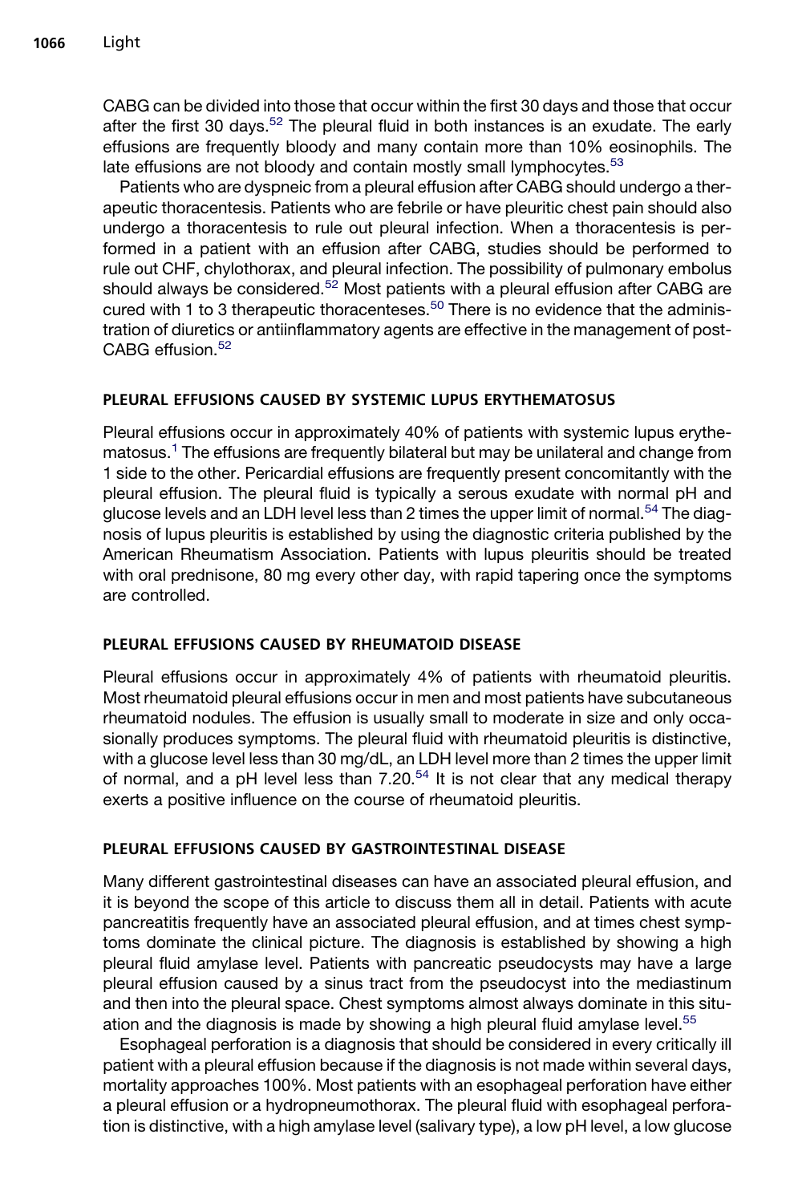CABG can be divided into those that occur within the first 30 days and those that occur after the first 30 days.[52] The pleural fluid in both instances is an exudate. The early effusions are frequently bloody and many contain more than 10% eosinophils. The late effusions are not bloody and contain mostly small lymphocytes.[53]

Patients who are dyspneic from a pleural effusion after CABG should undergo a therapeutic thoracentesis. Patients who are febrile or have pleuritic chest pain should also undergo a thoracentesis to rule out pleural infection. When a thoracentesis is performed in a patient with an effusion after CABG, studies should be performed to rule out CHF, chylothorax, and pleural infection. The possibility of pulmonary embolus should always be considered.[52] Most patients with a pleural effusion after CABG are cured with 1 to 3 therapeutic thoracenteses.[50] There is no evidence that the administration of diuretics or antiinflammatory agents are effective in the management of post-CABG effusion.[52]

## PLEURAL EFFUSIONS CAUSED BY SYSTEMIC LUPUS ERYTHEMATOSUS

Pleural effusions occur in approximately 40% of patients with systemic lupus erythematosus.[1] The effusions are frequently bilateral but may be unilateral and change from 1 side to the other. Pericardial effusions are frequently present concomitantly with the pleural effusion. The pleural fluid is typically a serous exudate with normal pH and glucose levels and an LDH level less than 2 times the upper limit of normal.[54] The diagnosis of lupus pleuritis is established by using the diagnostic criteria published by the American Rheumatism Association. Patients with lupus pleuritis should be treated with oral prednisone, 80 mg every other day, with rapid tapering once the symptoms are controlled.

## PLEURAL EFFUSIONS CAUSED BY RHEUMATOID DISEASE

Pleural effusions occur in approximately 4% of patients with rheumatoid pleuritis. Most rheumatoid pleural effusions occur in men and most patients have subcutaneous rheumatoid nodules. The effusion is usually small to moderate in size and only occasionally produces symptoms. The pleural fluid with rheumatoid pleuritis is distinctive, with a glucose level less than 30 mg/dL, an LDH level more than 2 times the upper limit of normal, and a pH level less than 7.20.[54] It is not clear that any medical therapy exerts a positive influence on the course of rheumatoid pleuritis.

## PLEURAL EFFUSIONS CAUSED BY GASTROINTESTINAL DISEASE

Many different gastrointestinal diseases can have an associated pleural effusion, and it is beyond the scope of this article to discuss them all in detail. Patients with acute pancreatitis frequently have an associated pleural effusion, and at times chest symptoms dominate the clinical picture. The diagnosis is established by showing a high pleural fluid amylase level. Patients with pancreatic pseudocysts may have a large pleural effusion caused by a sinus tract from the pseudocyst into the mediastinum and then into the pleural space. Chest symptoms almost always dominate in this situation and the diagnosis is made by showing a high pleural fluid amylase level.[55]

Esophageal perforation is a diagnosis that should be considered in every critically ill patient with a pleural effusion because if the diagnosis is not made within several days, mortality approaches 100%. Most patients with an esophageal perforation have either a pleural effusion or a hydropneumothorax. The pleural fluid with esophageal perforation is distinctive, with a high amylase level (salivary type), a low pH level, a low glucose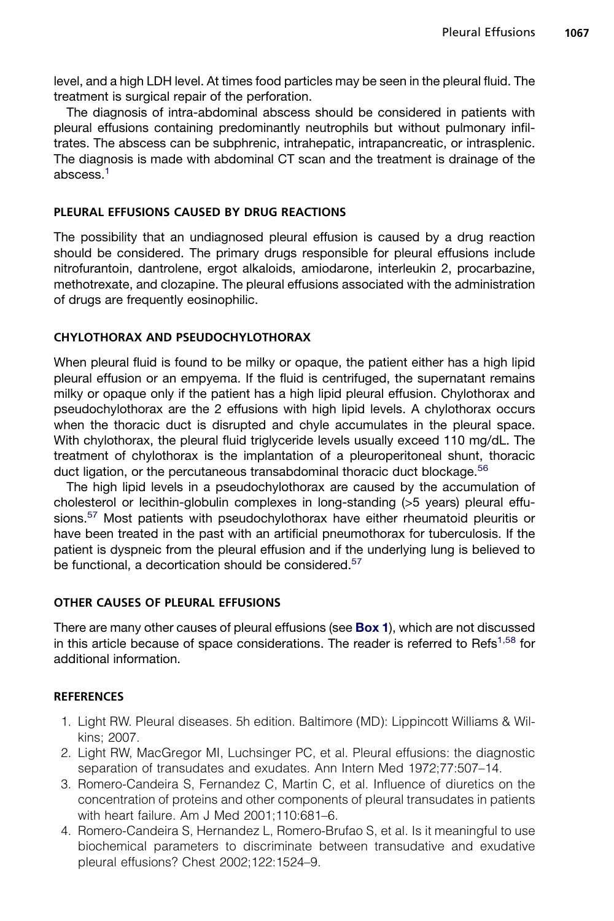level, and a high LDH level. At times food particles may be seen in the pleural fluid. The treatment is surgical repair of the perforation.

The diagnosis of intra-abdominal abscess should be considered in patients with pleural effusions containing predominantly neutrophils but without pulmonary infiltrates. The abscess can be subphrenic, intrahepatic, intrapancreatic, or intrasplenic. The diagnosis is made with abdominal CT scan and the treatment is drainage of the abscess.[1]

## PLEURAL EFFUSIONS CAUSED BY DRUG REACTIONS

The possibility that an undiagnosed pleural effusion is caused by a drug reaction should be considered. The primary drugs responsible for pleural effusions include nitrofurantoin, dantrolene, ergot alkaloids, amiodarone, interleukin 2, procarbazine, methotrexate, and clozapine. The pleural effusions associated with the administration of drugs are frequently eosinophilic.

## CHYLOTHORAX AND PSEUDOCHYLOTHORAX

When pleural fluid is found to be milky or opaque, the patient either has a high lipid pleural effusion or an empyema. If the fluid is centrifuged, the supernatant remains milky or opaque only if the patient has a high lipid pleural effusion. Chylothorax and pseudochylothorax are the 2 effusions with high lipid levels. A chylothorax occurs when the thoracic duct is disrupted and chyle accumulates in the pleural space. With chylothorax, the pleural fluid triglyceride levels usually exceed 110 mg/dL. The treatment of chylothorax is the implantation of a pleuroperitoneal shunt, thoracic duct ligation, or the percutaneous transabdominal thoracic duct blockage.[56]

The high lipid levels in a pseudochylothorax are caused by the accumulation of cholesterol or lecithin-globulin complexes in long-standing (>5 years) pleural effusions.[57] Most patients with pseudochylothorax have either rheumatoid pleuritis or have been treated in the past with an artificial pneumothorax for tuberculosis. If the patient is dyspneic from the pleural effusion and if the underlying lung is believed to be functional, a decortication should be considered.[57]

## OTHER CAUSES OF PLEURAL EFFUSIONS

There are many other causes of pleural effusions (see **Box 1**), which are not discussed in this article because of space considerations. The reader is referred to Refs[1,58] for additional information.

## REFERENCES

1. Light RW. Pleural diseases. 5h edition. Baltimore (MD): Lippincott Williams & Wilkins; 2007.
2. Light RW, MacGregor MI, Luchsinger PC, et al. Pleural effusions: the diagnostic separation of transudates and exudates. Ann Intern Med 1972;77:507–14.
3. Romero-Candeira S, Fernandez C, Martin C, et al. Influence of diuretics on the concentration of proteins and other components of pleural transudates in patients with heart failure. Am J Med 2001;110:681–6.
4. Romero-Candeira S, Hernandez L, Romero-Brufao S, et al. Is it meaningful to use biochemical parameters to discriminate between transudative and exudative pleural effusions? Chest 2002;122:1524–9.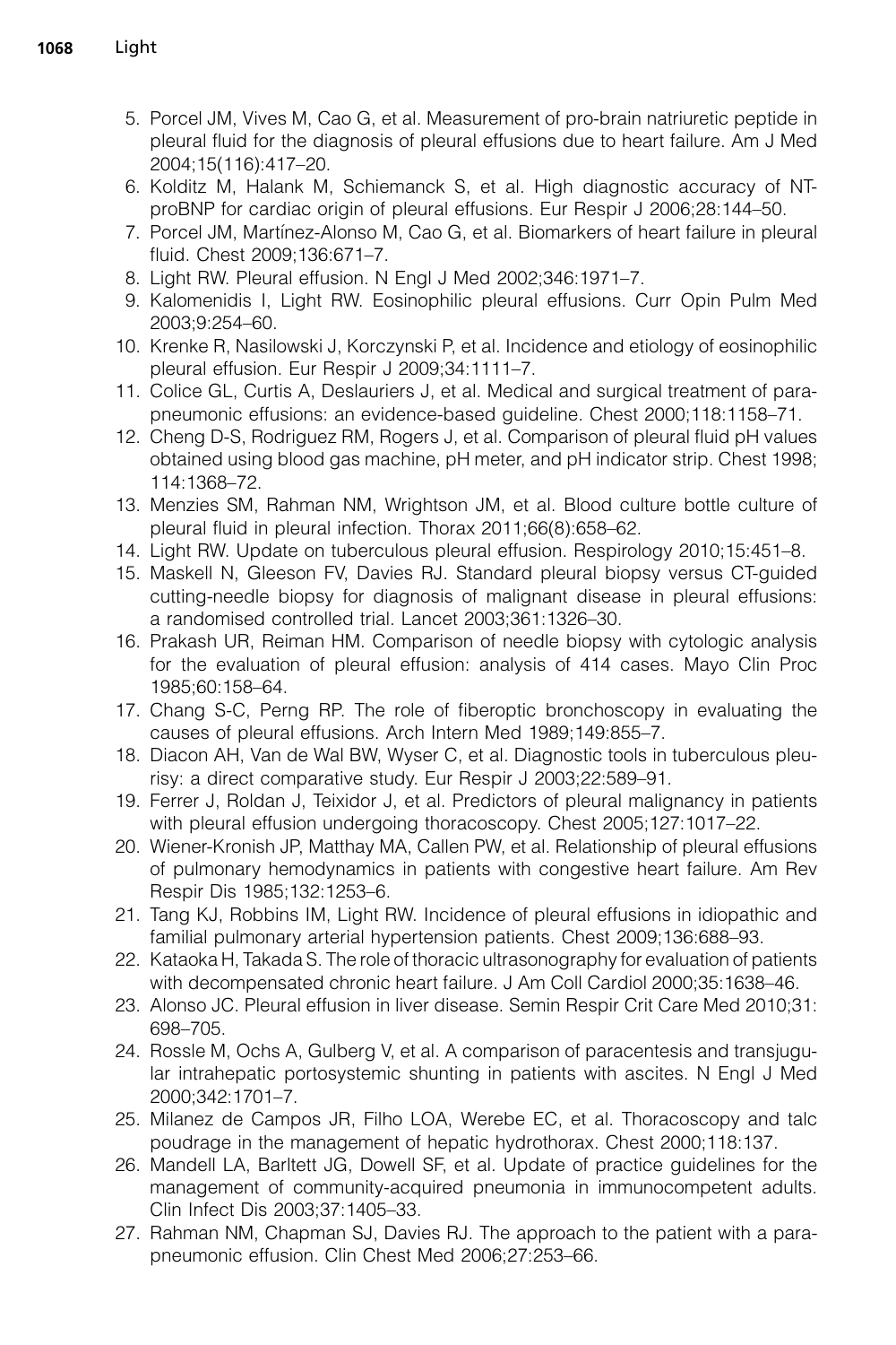5. Porcel JM, Vives M, Cao G, et al. Measurement of pro-brain natriuretic peptide in pleural fluid for the diagnosis of pleural effusions due to heart failure. Am J Med 2004;15(116):417–20.
6. Kolditz M, Halank M, Schiemanck S, et al. High diagnostic accuracy of NT-proBNP for cardiac origin of pleural effusions. Eur Respir J 2006;28:144–50.
7. Porcel JM, Martínez-Alonso M, Cao G, et al. Biomarkers of heart failure in pleural fluid. Chest 2009;136:671–7.
8. Light RW. Pleural effusion. N Engl J Med 2002;346:1971–7.
9. Kalomenidis I, Light RW. Eosinophilic pleural effusions. Curr Opin Pulm Med 2003;9:254–60.
10. Krenke R, Nasilowski J, Korczynski P, et al. Incidence and etiology of eosinophilic pleural effusion. Eur Respir J 2009;34:1111–7.
11. Colice GL, Curtis A, Deslauriers J, et al. Medical and surgical treatment of parapneumonic effusions: an evidence-based guideline. Chest 2000;118:1158–71.
12. Cheng D-S, Rodriguez RM, Rogers J, et al. Comparison of pleural fluid pH values obtained using blood gas machine, pH meter, and pH indicator strip. Chest 1998; 114:1368–72.
13. Menzies SM, Rahman NM, Wrightson JM, et al. Blood culture bottle culture of pleural fluid in pleural infection. Thorax 2011;66(8):658–62.
14. Light RW. Update on tuberculous pleural effusion. Respirology 2010;15:451–8.
15. Maskell N, Gleeson FV, Davies RJ. Standard pleural biopsy versus CT-guided cutting-needle biopsy for diagnosis of malignant disease in pleural effusions: a randomised controlled trial. Lancet 2003;361:1326–30.
16. Prakash UR, Reiman HM. Comparison of needle biopsy with cytologic analysis for the evaluation of pleural effusion: analysis of 414 cases. Mayo Clin Proc 1985;60:158–64.
17. Chang S-C, Perng RP. The role of fiberoptic bronchoscopy in evaluating the causes of pleural effusions. Arch Intern Med 1989;149:855–7.
18. Diacon AH, Van de Wal BW, Wyser C, et al. Diagnostic tools in tuberculous pleurisy: a direct comparative study. Eur Respir J 2003;22:589–91.
19. Ferrer J, Roldan J, Teixidor J, et al. Predictors of pleural malignancy in patients with pleural effusion undergoing thoracoscopy. Chest 2005;127:1017–22.
20. Wiener-Kronish JP, Matthay MA, Callen PW, et al. Relationship of pleural effusions of pulmonary hemodynamics in patients with congestive heart failure. Am Rev Respir Dis 1985;132:1253–6.
21. Tang KJ, Robbins IM, Light RW. Incidence of pleural effusions in idiopathic and familial pulmonary arterial hypertension patients. Chest 2009;136:688–93.
22. Kataoka H, Takada S. The role of thoracic ultrasonography for evaluation of patients with decompensated chronic heart failure. J Am Coll Cardiol 2000;35:1638–46.
23. Alonso JC. Pleural effusion in liver disease. Semin Respir Crit Care Med 2010;31: 698–705.
24. Rossle M, Ochs A, Gulberg V, et al. A comparison of paracentesis and transjugular intrahepatic portosystemic shunting in patients with ascites. N Engl J Med 2000;342:1701–7.
25. Milanez de Campos JR, Filho LOA, Werebe EC, et al. Thoracoscopy and talc poudrage in the management of hepatic hydrothorax. Chest 2000;118:137.
26. Mandell LA, Barltett JG, Dowell SF, et al. Update of practice guidelines for the management of community-acquired pneumonia in immunocompetent adults. Clin Infect Dis 2003;37:1405–33.
27. Rahman NM, Chapman SJ, Davies RJ. The approach to the patient with a parapneumonic effusion. Clin Chest Med 2006;27:253–66.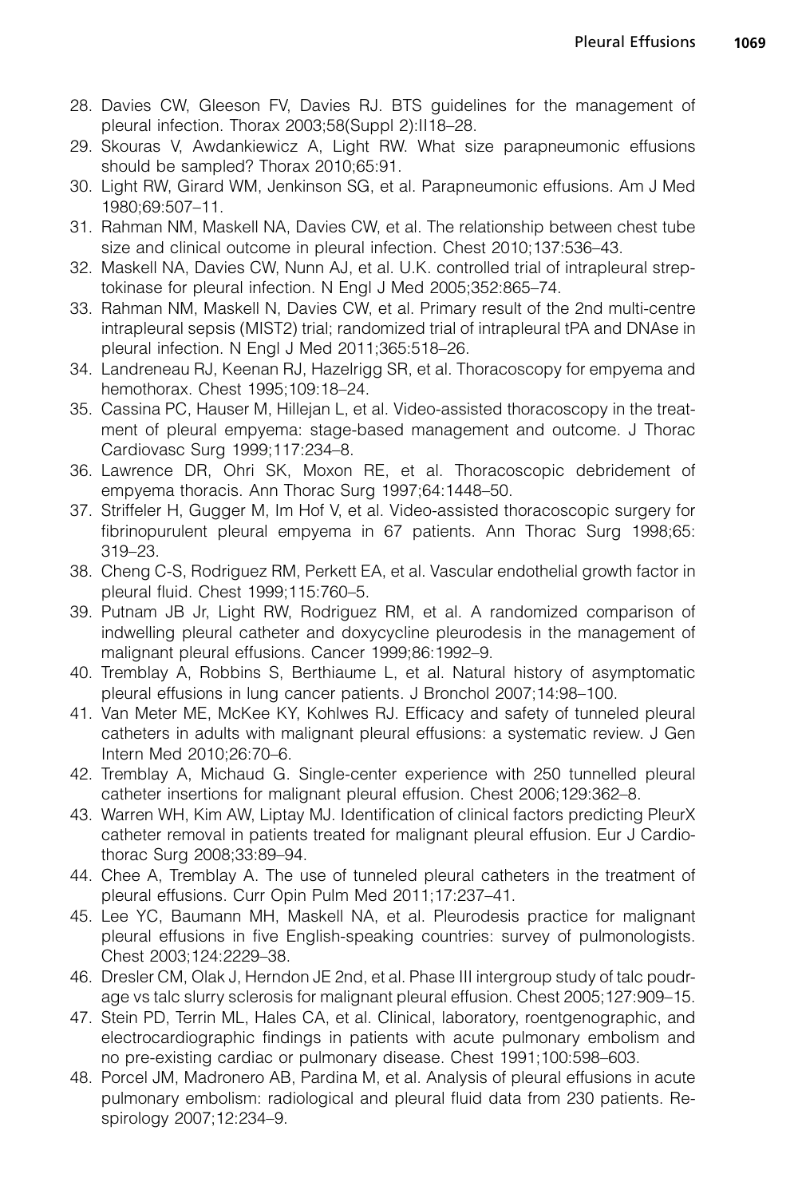28. Davies CW, Gleeson FV, Davies RJ. BTS guidelines for the management of pleural infection. Thorax 2003;58(Suppl 2):II18–28.
29. Skouras V, Awdankiewicz A, Light RW. What size parapneumonic effusions should be sampled? Thorax 2010;65:91.
30. Light RW, Girard WM, Jenkinson SG, et al. Parapneumonic effusions. Am J Med 1980;69:507–11.
31. Rahman NM, Maskell NA, Davies CW, et al. The relationship between chest tube size and clinical outcome in pleural infection. Chest 2010;137:536–43.
32. Maskell NA, Davies CW, Nunn AJ, et al. U.K. controlled trial of intrapleural streptokinase for pleural infection. N Engl J Med 2005;352:865–74.
33. Rahman NM, Maskell N, Davies CW, et al. Primary result of the 2nd multi-centre intrapleural sepsis (MIST2) trial; randomized trial of intrapleural tPA and DNAse in pleural infection. N Engl J Med 2011;365:518–26.
34. Landreneau RJ, Keenan RJ, Hazelrigg SR, et al. Thoracoscopy for empyema and hemothorax. Chest 1995;109:18–24.
35. Cassina PC, Hauser M, Hillejan L, et al. Video-assisted thoracoscopy in the treatment of pleural empyema: stage-based management and outcome. J Thorac Cardiovasc Surg 1999;117:234–8.
36. Lawrence DR, Ohri SK, Moxon RE, et al. Thoracoscopic debridement of empyema thoracis. Ann Thorac Surg 1997;64:1448–50.
37. Striffeler H, Gugger M, Im Hof V, et al. Video-assisted thoracoscopic surgery for fibrinopurulent pleural empyema in 67 patients. Ann Thorac Surg 1998;65: 319–23.
38. Cheng C-S, Rodriguez RM, Perkett EA, et al. Vascular endothelial growth factor in pleural fluid. Chest 1999;115:760–5.
39. Putnam JB Jr, Light RW, Rodriguez RM, et al. A randomized comparison of indwelling pleural catheter and doxycycline pleurodesis in the management of malignant pleural effusions. Cancer 1999;86:1992–9.
40. Tremblay A, Robbins S, Berthiaume L, et al. Natural history of asymptomatic pleural effusions in lung cancer patients. J Bronchol 2007;14:98–100.
41. Van Meter ME, McKee KY, Kohlwes RJ. Efficacy and safety of tunneled pleural catheters in adults with malignant pleural effusions: a systematic review. J Gen Intern Med 2010;26:70–6.
42. Tremblay A, Michaud G. Single-center experience with 250 tunnelled pleural catheter insertions for malignant pleural effusion. Chest 2006;129:362–8.
43. Warren WH, Kim AW, Liptay MJ. Identification of clinical factors predicting PleurX catheter removal in patients treated for malignant pleural effusion. Eur J Cardiothorac Surg 2008;33:89–94.
44. Chee A, Tremblay A. The use of tunneled pleural catheters in the treatment of pleural effusions. Curr Opin Pulm Med 2011;17:237–41.
45. Lee YC, Baumann MH, Maskell NA, et al. Pleurodesis practice for malignant pleural effusions in five English-speaking countries: survey of pulmonologists. Chest 2003;124:2229–38.
46. Dresler CM, Olak J, Herndon JE 2nd, et al. Phase III intergroup study of talc poudrage vs talc slurry sclerosis for malignant pleural effusion. Chest 2005;127:909–15.
47. Stein PD, Terrin ML, Hales CA, et al. Clinical, laboratory, roentgenographic, and electrocardiographic findings in patients with acute pulmonary embolism and no pre-existing cardiac or pulmonary disease. Chest 1991;100:598–603.
48. Porcel JM, Madronero AB, Pardina M, et al. Analysis of pleural effusions in acute pulmonary embolism: radiological and pleural fluid data from 230 patients. Respirology 2007;12:234–9.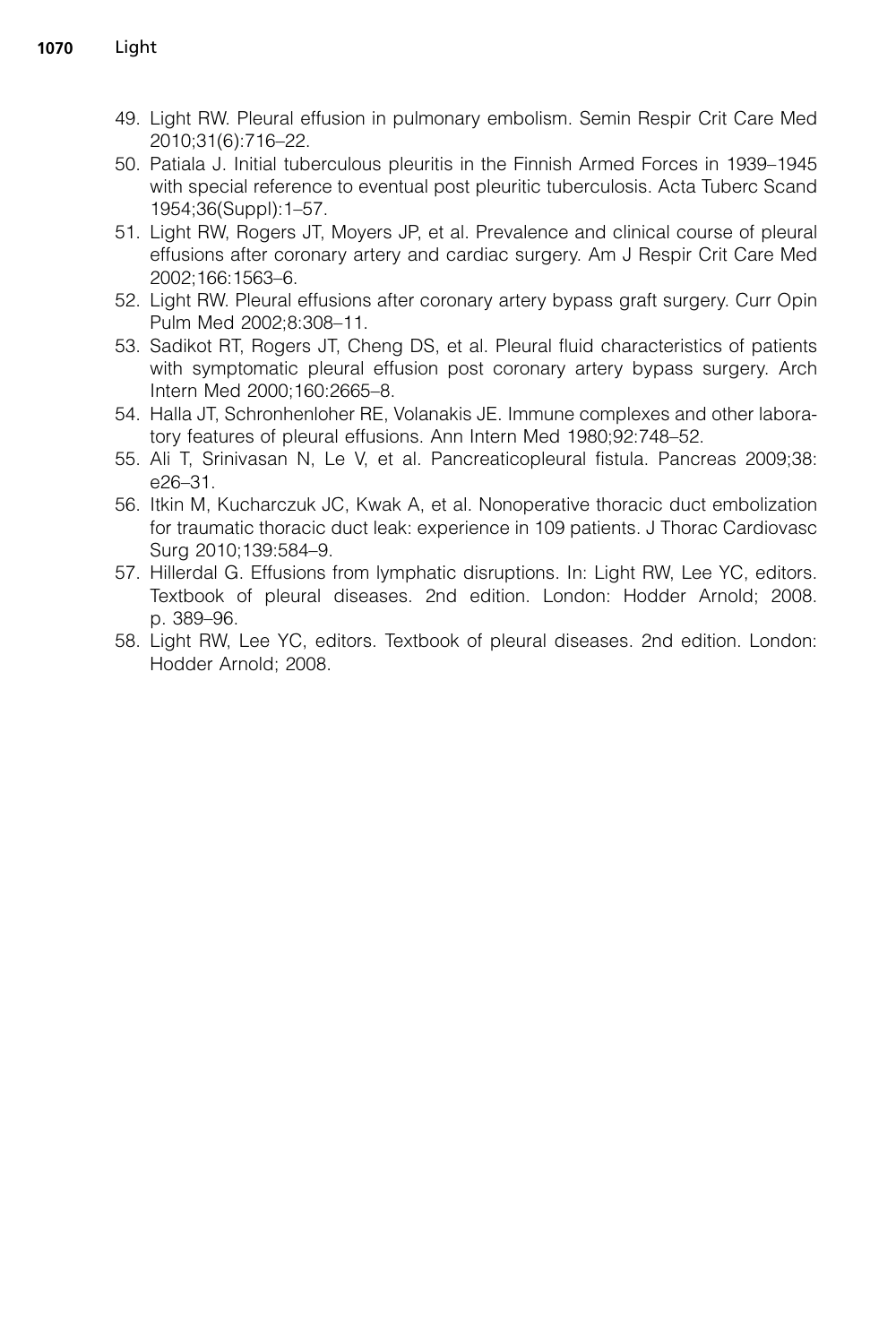49. Light RW. Pleural effusion in pulmonary embolism. Semin Respir Crit Care Med 2010;31(6):716–22.
50. Patiala J. Initial tuberculous pleuritis in the Finnish Armed Forces in 1939–1945 with special reference to eventual post pleuritic tuberculosis. Acta Tuberc Scand 1954;36(Suppl):1–57.
51. Light RW, Rogers JT, Moyers JP, et al. Prevalence and clinical course of pleural effusions after coronary artery and cardiac surgery. Am J Respir Crit Care Med 2002;166:1563–6.
52. Light RW. Pleural effusions after coronary artery bypass graft surgery. Curr Opin Pulm Med 2002;8:308–11.
53. Sadikot RT, Rogers JT, Cheng DS, et al. Pleural fluid characteristics of patients with symptomatic pleural effusion post coronary artery bypass surgery. Arch Intern Med 2000;160:2665–8.
54. Halla JT, Schronhenloher RE, Volanakis JE. Immune complexes and other laboratory features of pleural effusions. Ann Intern Med 1980;92:748–52.
55. Ali T, Srinivasan N, Le V, et al. Pancreaticopleural fistula. Pancreas 2009;38: e26–31.
56. Itkin M, Kucharczuk JC, Kwak A, et al. Nonoperative thoracic duct embolization for traumatic thoracic duct leak: experience in 109 patients. J Thorac Cardiovasc Surg 2010;139:584–9.
57. Hillerdal G. Effusions from lymphatic disruptions. In: Light RW, Lee YC, editors. Textbook of pleural diseases. 2nd edition. London: Hodder Arnold; 2008. p. 389–96.
58. Light RW, Lee YC, editors. Textbook of pleural diseases. 2nd edition. London: Hodder Arnold; 2008.